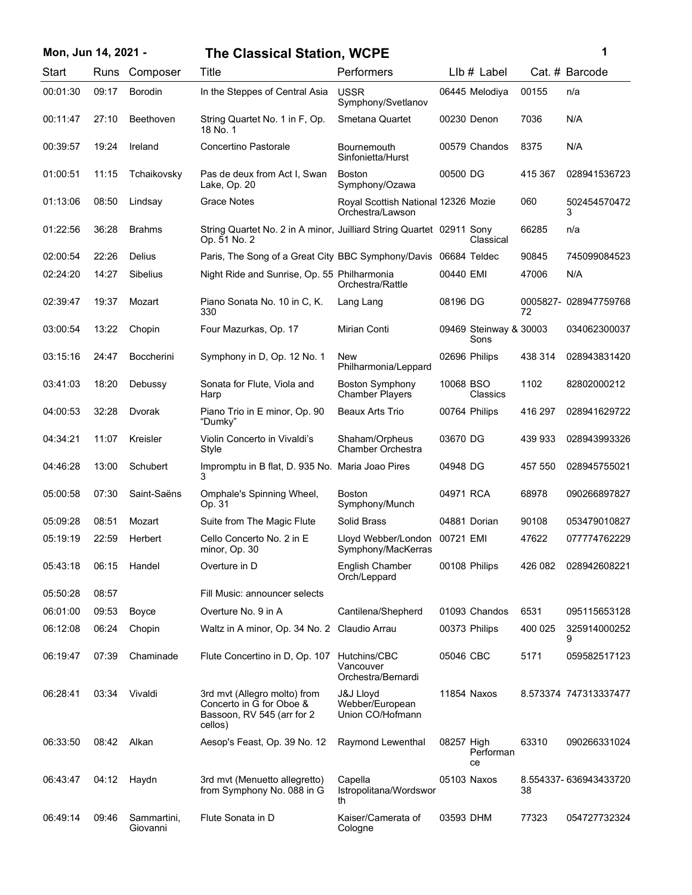# The Classical Station, WCPE

**Mon, Jun 14, 2021 -**

| Start | Runs | Composer | Title | Performers | LIb # | Label | Cat. # | Barcode |
|---|---|---|---|---|---|---|---|---|
| 00:01:30 | 09:17 | Borodin | In the Steppes of Central Asia | USSR Symphony/Svetlanov | 06445 | Melodiya | 00155 | n/a |
| 00:11:47 | 27:10 | Beethoven | String Quartet No. 1 in F, Op. 18 No. 1 | Smetana Quartet | 00230 | Denon | 7036 | N/A |
| 00:39:57 | 19:24 | Ireland | Concertino Pastorale | Bournemouth Sinfonietta/Hurst | 00579 | Chandos | 8375 | N/A |
| 01:00:51 | 11:15 | Tchaikovsky | Pas de deux from Act I, Swan Lake, Op. 20 | Boston Symphony/Ozawa | 00500 | DG | 415 367 | 028941536723 |
| 01:13:06 | 08:50 | Lindsay | Grace Notes | Royal Scottish National Orchestra/Lawson | 12326 | Mozie | 060 | 5024545704723 |
| 01:22:56 | 36:28 | Brahms | String Quartet No. 2 in A minor, Op. 51 No. 2 | Juilliard String Quartet | 02911 | Sony Classical | 66285 | n/a |
| 02:00:54 | 22:26 | Delius | Paris, The Song of a Great City | BBC Symphony/Davis | 06684 | Teldec | 90845 | 745099084523 |
| 02:24:20 | 14:27 | Sibelius | Night Ride and Sunrise, Op. 55 | Philharmonia Orchestra/Rattle | 00440 | EMI | 47006 | N/A |
| 02:39:47 | 19:37 | Mozart | Piano Sonata No. 10 in C, K. 330 | Lang Lang | 08196 | DG | 0005827-72 | 028947759768 |
| 03:00:54 | 13:22 | Chopin | Four Mazurkas, Op. 17 | Mirian Conti | 09469 | Steinway & Sons | 30003 | 034062300037 |
| 03:15:16 | 24:47 | Boccherini | Symphony in D, Op. 12 No. 1 | New Philharmonia/Leppard | 02696 | Philips | 438 314 | 028943831420 |
| 03:41:03 | 18:20 | Debussy | Sonata for Flute, Viola and Harp | Boston Symphony Chamber Players | 10068 | BSO Classics | 1102 | 82802000212 |
| 04:00:53 | 32:28 | Dvorak | Piano Trio in E minor, Op. 90 "Dumky" | Beaux Arts Trio | 00764 | Philips | 416 297 | 028941629722 |
| 04:34:21 | 11:07 | Kreisler | Violin Concerto in Vivaldi's Style | Shaham/Orpheus Chamber Orchestra | 03670 | DG | 439 933 | 028943993326 |
| 04:46:28 | 13:00 | Schubert | Impromptu in B flat, D. 935 No. 3 | Maria Joao Pires | 04948 | DG | 457 550 | 028945755021 |
| 05:00:58 | 07:30 | Saint-Saëns | Omphale's Spinning Wheel, Op. 31 | Boston Symphony/Munch | 04971 | RCA | 68978 | 090266897827 |
| 05:09:28 | 08:51 | Mozart | Suite from The Magic Flute | Solid Brass | 04881 | Dorian | 90108 | 053479010827 |
| 05:19:19 | 22:59 | Herbert | Cello Concerto No. 2 in E minor, Op. 30 | Lloyd Webber/London Symphony/MacKerras | 00721 | EMI | 47622 | 077774762229 |
| 05:43:18 | 06:15 | Handel | Overture in D | English Chamber Orch/Leppard | 00108 | Philips | 426 082 | 028942608221 |
| 05:50:28 | 08:57 | | Fill Music: announcer selects | | | | | |
| 06:01:00 | 09:53 | Boyce | Overture No. 9 in A | Cantilena/Shepherd | 01093 | Chandos | 6531 | 095115653128 |
| 06:12:08 | 06:24 | Chopin | Waltz in A minor, Op. 34 No. 2 | Claudio Arrau | 00373 | Philips | 400 025 | 3259140002529 |
| 06:19:47 | 07:39 | Chaminade | Flute Concertino in D, Op. 107 | Hutchins/CBC Vancouver Orchestra/Bernardi | 05046 | CBC | 5171 | 059582517123 |
| 06:28:41 | 03:34 | Vivaldi | 3rd mvt (Allegro molto) from Concerto in G for Oboe & Bassoon, RV 545 (arr for 2 cellos) | J&J Lloyd Webber/European Union CO/Hofmann | 11854 | Naxos | 8.573374 | 747313337477 |
| 06:33:50 | 08:42 | Alkan | Aesop's Feast, Op. 39 No. 12 | Raymond Lewenthal | 08257 | High Performance | 63310 | 090266331024 |
| 06:43:47 | 04:12 | Haydn | 3rd mvt (Menuetto allegretto) from Symphony No. 088 in G | Capella Istropolitana/Wordsworth | 05103 | Naxos | 8.554337-38 | 636943433720 |
| 06:49:14 | 09:46 | Sammartini, Giovanni | Flute Sonata in D | Kaiser/Camerata of Cologne | 03593 | DHM | 77323 | 054727732324 |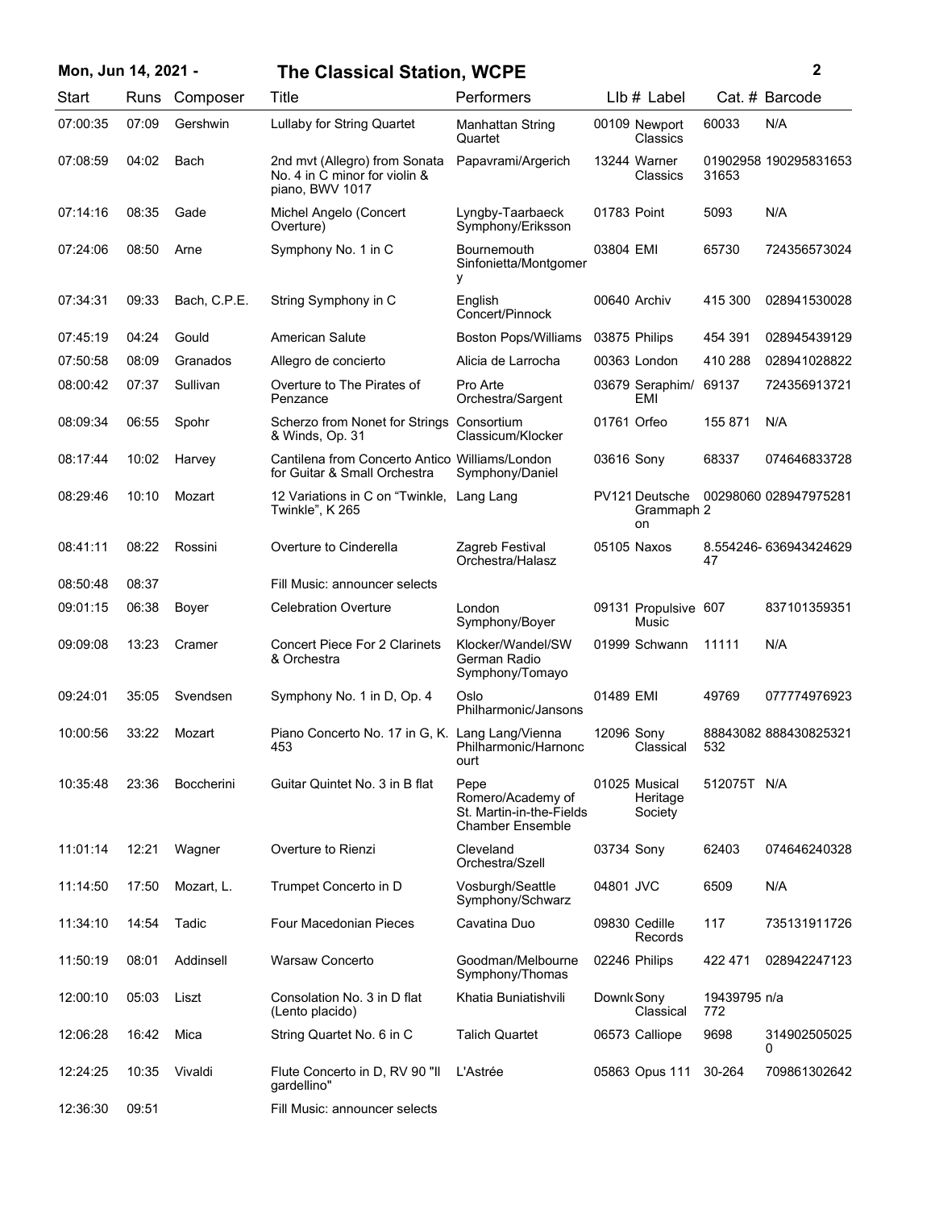**Mon, Jun 14, 2021 - The Classical Station, WCPE**

| Start | Runs | Composer | Title | Performers | Llb # | Label | Cat. # | Barcode |
|---|---|---|---|---|---|---|---|---|
| 07:00:35 | 07:09 | Gershwin | Lullaby for String Quartet | Manhattan String Quartet | 00109 | Newport Classics | 60033 | N/A |
| 07:08:59 | 04:02 | Bach | 2nd mvt (Allegro) from Sonata No. 4 in C minor for violin & piano, BWV 1017 | Papavrami/Argerich | 13244 | Warner Classics | 0190295831653 | 190295831653 |
| 07:14:16 | 08:35 | Gade | Michel Angelo (Concert Overture) | Lyngby-Taarbaeck Symphony/Eriksson | 01783 | Point | 5093 | N/A |
| 07:24:06 | 08:50 | Arne | Symphony No. 1 in C | Bournemouth Sinfonietta/Montgomery | 03804 | EMI | 65730 | 724356573024 |
| 07:34:31 | 09:33 | Bach, C.P.E. | String Symphony in C | English Concert/Pinnock | 00640 | Archiv | 415 300 | 028941530028 |
| 07:45:19 | 04:24 | Gould | American Salute | Boston Pops/Williams | 03875 | Philips | 454 391 | 028945439129 |
| 07:50:58 | 08:09 | Granados | Allegro de concierto | Alicia de Larrocha | 00363 | London | 410 288 | 028941028822 |
| 08:00:42 | 07:37 | Sullivan | Overture to The Pirates of Penzance | Pro Arte Orchestra/Sargent | 03679 | Seraphim/EMI | 69137 | 724356913721 |
| 08:09:34 | 06:55 | Spohr | Scherzo from Nonet for Strings & Winds, Op. 31 | Consortium Classicum/Klocker | 01761 | Orfeo | 155 871 | N/A |
| 08:17:44 | 10:02 | Harvey | Cantilena from Concerto Antico for Guitar & Small Orchestra | Williams/London Symphony/Daniel | 03616 | Sony | 68337 | 074646833728 |
| 08:29:46 | 10:10 | Mozart | 12 Variations in C on "Twinkle, Twinkle", K 265 | Lang Lang | PV121 | Deutsche Grammaphon | 002980602 | 028947975281 |
| 08:41:11 | 08:22 | Rossini | Overture to Cinderella | Zagreb Festival Orchestra/Halasz | 05105 | Naxos | 8.554246-47 | 636943424629 |
| 08:50:48 | 08:37 | | Fill Music: announcer selects | | | | | |
| 09:01:15 | 06:38 | Boyer | Celebration Overture | London Symphony/Boyer | 09131 | Propulsive Music | 607 | 837101359351 |
| 09:09:08 | 13:23 | Cramer | Concert Piece For 2 Clarinets & Orchestra | Klocker/Wandel/SW German Radio Symphony/Tomayo | 01999 | Schwann | 11111 | N/A |
| 09:24:01 | 35:05 | Svendsen | Symphony No. 1 in D, Op. 4 | Oslo Philharmonic/Jansons | 01489 | EMI | 49769 | 077774976923 |
| 10:00:56 | 33:22 | Mozart | Piano Concerto No. 17 in G, K. 453 | Lang Lang/Vienna Philharmonic/Harnoncourt | 12096 | Sony Classical | 88843082532 | 888430825321 |
| 10:35:48 | 23:36 | Boccherini | Guitar Quintet No. 3 in B flat | Pepe Romero/Academy of St. Martin-in-the-Fields Chamber Ensemble | 01025 | Musical Heritage Society | 512075T | N/A |
| 11:01:14 | 12:21 | Wagner | Overture to Rienzi | Cleveland Orchestra/Szell | 03734 | Sony | 62403 | 074646240328 |
| 11:14:50 | 17:50 | Mozart, L. | Trumpet Concerto in D | Vosburgh/Seattle Symphony/Schwarz | 04801 | JVC | 6509 | N/A |
| 11:34:10 | 14:54 | Tadic | Four Macedonian Pieces | Cavatina Duo | 09830 | Cedille Records | 117 | 735131911726 |
| 11:50:19 | 08:01 | Addinsell | Warsaw Concerto | Goodman/Melbourne Symphony/Thomas | 02246 | Philips | 422 471 | 028942247123 |
| 12:00:10 | 05:03 | Liszt | Consolation No. 3 in D flat (Lento placido) | Khatia Buniatishvili | Downl | Sony Classical | 19439795772 | n/a |
| 12:06:28 | 16:42 | Mica | String Quartet No. 6 in C | Talich Quartet | 06573 | Calliope | 9698 | 3149025050250 |
| 12:24:25 | 10:35 | Vivaldi | Flute Concerto in D, RV 90 "Il gardellino" | L'Astrée | 05863 | Opus 111 | 30-264 | 709861302642 |
| 12:36:30 | 09:51 | | Fill Music: announcer selects | | | | | |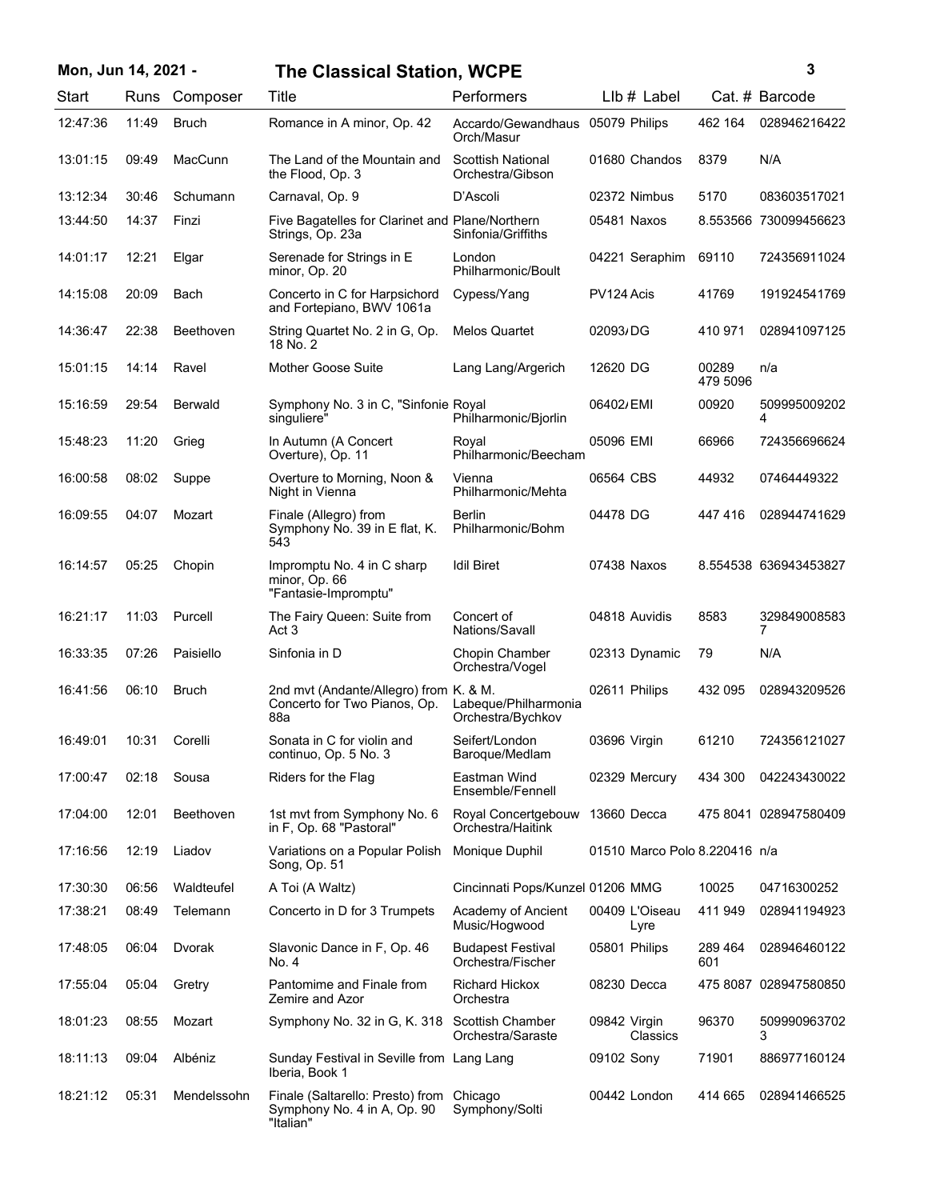| Start | Runs | Composer | Title | Performers | Llb # | Label | Cat. # | Barcode |
|---|---|---|---|---|---|---|---|---|
| 12:47:36 | 11:49 | Bruch | Romance in A minor, Op. 42 | Accardo/Gewandhaus Orch/Masur | 05079 | Philips | 462 164 | 028946216422 |
| 13:01:15 | 09:49 | MacCunn | The Land of the Mountain and the Flood, Op. 3 | Scottish National Orchestra/Gibson | 01680 | Chandos | 8379 | N/A |
| 13:12:34 | 30:46 | Schumann | Carnaval, Op. 9 | D'Ascoli | 02372 | Nimbus | 5170 | 083603517021 |
| 13:44:50 | 14:37 | Finzi | Five Bagatelles for Clarinet and Strings, Op. 23a | Plane/Northern Sinfonia/Griffiths | 05481 | Naxos | 8.553566 | 730099456623 |
| 14:01:17 | 12:21 | Elgar | Serenade for Strings in E minor, Op. 20 | London Philharmonic/Boult | 04221 | Seraphim | 69110 | 724356911024 |
| 14:15:08 | 20:09 | Bach | Concerto in C for Harpsichord and Fortepiano, BWV 1061a | Cypess/Yang | PV124 | Acis | 41769 | 191924541769 |
| 14:36:47 | 22:38 | Beethoven | String Quartet No. 2 in G, Op. 18 No. 2 | Melos Quartet | 02093 | DG | 410 971 | 028941097125 |
| 15:01:15 | 14:14 | Ravel | Mother Goose Suite | Lang Lang/Argerich | 12620 | DG | 00289 479 5096 | n/a |
| 15:16:59 | 29:54 | Berwald | Symphony No. 3 in C, "Sinfonie singuliere" | Royal Philharmonic/Bjorlin | 06402 | EMI | 00920 | 5099950092024 |
| 15:48:23 | 11:20 | Grieg | In Autumn (A Concert Overture), Op. 11 | Royal Philharmonic/Beecham | 05096 | EMI | 66966 | 724356696624 |
| 16:00:58 | 08:02 | Suppe | Overture to Morning, Noon & Night in Vienna | Vienna Philharmonic/Mehta | 06564 | CBS | 44932 | 07464449322 |
| 16:09:55 | 04:07 | Mozart | Finale (Allegro) from Symphony No. 39 in E flat, K. 543 | Berlin Philharmonic/Bohm | 04478 | DG | 447 416 | 028944741629 |
| 16:14:57 | 05:25 | Chopin | Impromptu No. 4 in C sharp minor, Op. 66 "Fantasie-Impromptu" | Idil Biret | 07438 | Naxos | 8.554538 | 636943453827 |
| 16:21:17 | 11:03 | Purcell | The Fairy Queen: Suite from Act 3 | Concert of Nations/Savall | 04818 | Auvidis | 8583 | 3298490085837 |
| 16:33:35 | 07:26 | Paisiello | Sinfonia in D | Chopin Chamber Orchestra/Vogel | 02313 | Dynamic | 79 | N/A |
| 16:41:56 | 06:10 | Bruch | 2nd mvt (Andante/Allegro) from Concerto for Two Pianos, Op. 88a | K. & M. Labeque/Philharmonia Orchestra/Bychkov | 02611 | Philips | 432 095 | 028943209526 |
| 16:49:01 | 10:31 | Corelli | Sonata in C for violin and continuo, Op. 5 No. 3 | Seifert/London Baroque/Medlam | 03696 | Virgin | 61210 | 724356121027 |
| 17:00:47 | 02:18 | Sousa | Riders for the Flag | Eastman Wind Ensemble/Fennell | 02329 | Mercury | 434 300 | 042243430022 |
| 17:04:00 | 12:01 | Beethoven | 1st mvt from Symphony No. 6 in F, Op. 68 "Pastoral" | Royal Concertgebouw Orchestra/Haitink | 13660 | Decca | 475 8041 | 028947580409 |
| 17:16:56 | 12:19 | Liadov | Variations on a Popular Polish Song, Op. 51 | Monique Duphil | 01510 | Marco Polo | 8.220416 | n/a |
| 17:30:30 | 06:56 | Waldteufel | A Toi (A Waltz) | Cincinnati Pops/Kunzel | 01206 | MMG | 10025 | 04716300252 |
| 17:38:21 | 08:49 | Telemann | Concerto in D for 3 Trumpets | Academy of Ancient Music/Hogwood | 00409 | L'Oiseau Lyre | 411 949 | 028941194923 |
| 17:48:05 | 06:04 | Dvorak | Slavonic Dance in F, Op. 46 No. 4 | Budapest Festival Orchestra/Fischer | 05801 | Philips | 289 464 601 | 028946460122 |
| 17:55:04 | 05:04 | Gretry | Pantomime and Finale from Zemire and Azor | Richard Hickox Orchestra | 08230 | Decca | 475 8087 | 028947580850 |
| 18:01:23 | 08:55 | Mozart | Symphony No. 32 in G, K. 318 | Scottish Chamber Orchestra/Saraste | 09842 | Virgin Classics | 96370 | 5099909637023 |
| 18:11:13 | 09:04 | Albéniz | Sunday Festival in Seville from Iberia, Book 1 | Lang Lang | 09102 | Sony | 71901 | 886977160124 |
| 18:21:12 | 05:31 | Mendelssohn | Finale (Saltarello: Presto) from Symphony No. 4 in A, Op. 90 "Italian" | Chicago Symphony/Solti | 00442 | London | 414 665 | 028941466525 |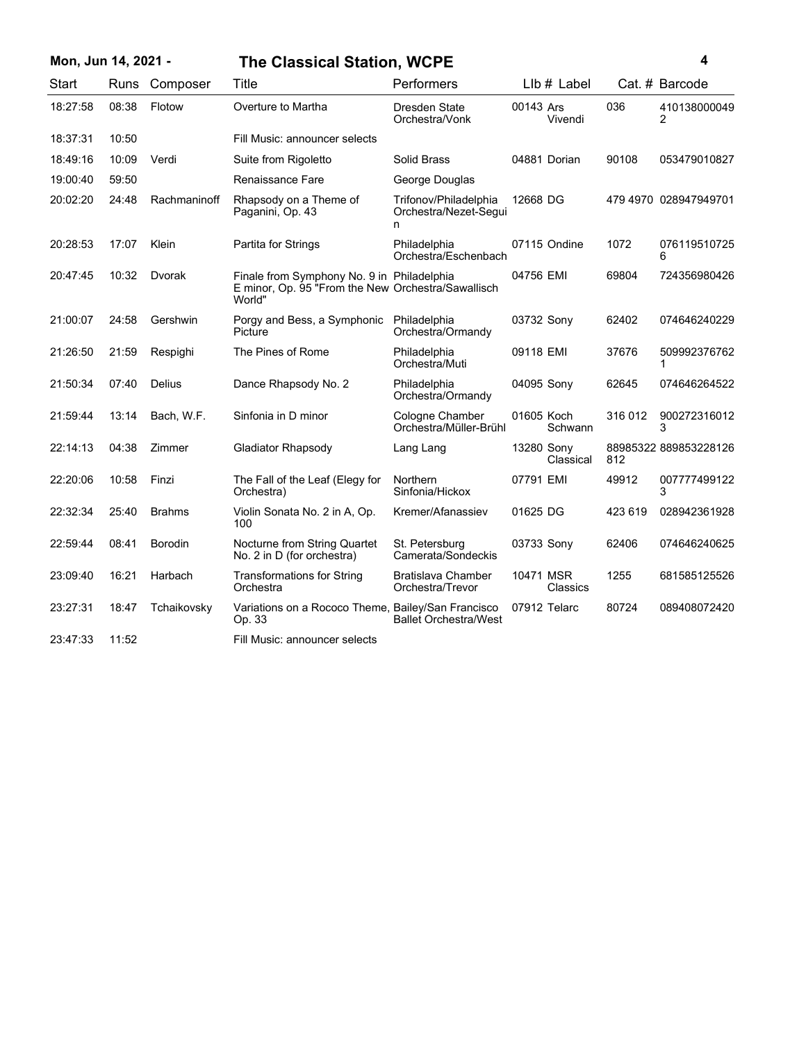**Mon, Jun 14, 2021 - The Classical Station, WCPE**

| Start | Runs | Composer | Title | Performers | Llb # | Label | Cat. # | Barcode |
|---|---|---|---|---|---|---|---|---|
| 18:27:58 | 08:38 | Flotow | Overture to Martha | Dresden State Orchestra/Vonk | 00143 | Ars Vivendi | 036 | 4101380000492 |
| 18:37:31 | 10:50 | | Fill Music: announcer selects | | | | | |
| 18:49:16 | 10:09 | Verdi | Suite from Rigoletto | Solid Brass | 04881 | Dorian | 90108 | 053479010827 |
| 19:00:40 | 59:50 | | Renaissance Fare | George Douglas | | | | |
| 20:02:20 | 24:48 | Rachmaninoff | Rhapsody on a Theme of Paganini, Op. 43 | Trifonov/Philadelphia Orchestra/Nezet-Seguin | 12668 | DG | 479 4970 | 028947949701 |
| 20:28:53 | 17:07 | Klein | Partita for Strings | Philadelphia Orchestra/Eschenbach | 07115 | Ondine | 1072 | 0761195107256 |
| 20:47:45 | 10:32 | Dvorak | Finale from Symphony No. 9 in E minor, Op. 95 "From the New World" | Philadelphia Orchestra/Sawallisch | 04756 | EMI | 69804 | 724356980426 |
| 21:00:07 | 24:58 | Gershwin | Porgy and Bess, a Symphonic Picture | Philadelphia Orchestra/Ormandy | 03732 | Sony | 62402 | 074646240229 |
| 21:26:50 | 21:59 | Respighi | The Pines of Rome | Philadelphia Orchestra/Muti | 09118 | EMI | 37676 | 5099923767621 |
| 21:50:34 | 07:40 | Delius | Dance Rhapsody No. 2 | Philadelphia Orchestra/Ormandy | 04095 | Sony | 62645 | 074646264522 |
| 21:59:44 | 13:14 | Bach, W.F. | Sinfonia in D minor | Cologne Chamber Orchestra/Müller-Brühl | 01605 | Koch Schwann | 316 012 | 9002723160123 |
| 22:14:13 | 04:38 | Zimmer | Gladiator Rhapsody | Lang Lang | 13280 | Sony Classical | 88985322812 | 889853228126 |
| 22:20:06 | 10:58 | Finzi | The Fall of the Leaf (Elegy for Orchestra) | Northern Sinfonia/Hickox | 07791 | EMI | 49912 | 0077774991223 |
| 22:32:34 | 25:40 | Brahms | Violin Sonata No. 2 in A, Op. 100 | Kremer/Afanassiev | 01625 | DG | 423 619 | 028942361928 |
| 22:59:44 | 08:41 | Borodin | Nocturne from String Quartet No. 2 in D (for orchestra) | St. Petersburg Camerata/Sondeckis | 03733 | Sony | 62406 | 074646240625 |
| 23:09:40 | 16:21 | Harbach | Transformations for String Orchestra | Bratislava Chamber Orchestra/Trevor | 10471 | MSR Classics | 1255 | 681585125526 |
| 23:27:31 | 18:47 | Tchaikovsky | Variations on a Rococo Theme, Op. 33 | Bailey/San Francisco Ballet Orchestra/West | 07912 | Telarc | 80724 | 089408072420 |
| 23:47:33 | 11:52 | | Fill Music: announcer selects | | | | | |